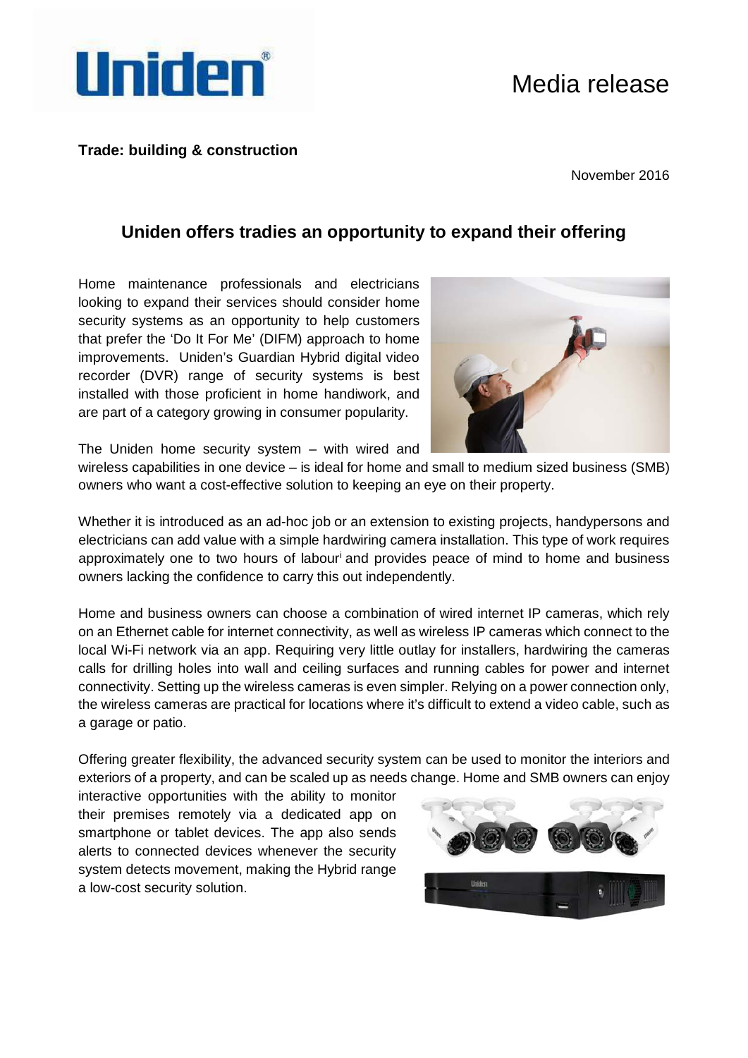Uniden®

# Media release

**Trade: building & construction**

November 2016

## Uniden offers tradies an opportunity to expand their offering

Home maintenance professionals and electricians looking to expand their services should consider home security systems as an opportunity to help customers that prefer the 'Do It For Me' (DIFM) approach to home improvements. Uniden's Guardian Hybrid digital video recorder (DVR) range of security systems is best installed with those proficient in home handiwork, and are part of a category growing in consumer popularity.

The Uniden home security system – with wired and wireless capabilities in one device – is ideal for home and small to medium sized business (SMB) owners who want a cost-effective solution to keeping an eye on their property.

Whether it is introduced as an ad-hoc job or an extension to existing projects, handypersons and electricians can add value with a simple hardwiring camera installation. This type of work requires approximately one to two hours of labour[i] and provides peace of mind to home and business owners lacking the confidence to carry this out independently.

Home and business owners can choose a combination of wired internet IP cameras, which rely on an Ethernet cable for internet connectivity, as well as wireless IP cameras which connect to the local Wi-Fi network via an app. Requiring very little outlay for installers, hardwiring the cameras calls for drilling holes into wall and ceiling surfaces and running cables for power and internet connectivity. Setting up the wireless cameras is even simpler. Relying on a power connection only, the wireless cameras are practical for locations where it's difficult to extend a video cable, such as a garage or patio.

Offering greater flexibility, the advanced security system can be used to monitor the interiors and exteriors of a property, and can be scaled up as needs change. Home and SMB owners can enjoy interactive opportunities with the ability to monitor their premises remotely via a dedicated app on smartphone or tablet devices. The app also sends alerts to connected devices whenever the security system detects movement, making the Hybrid range a low-cost security solution.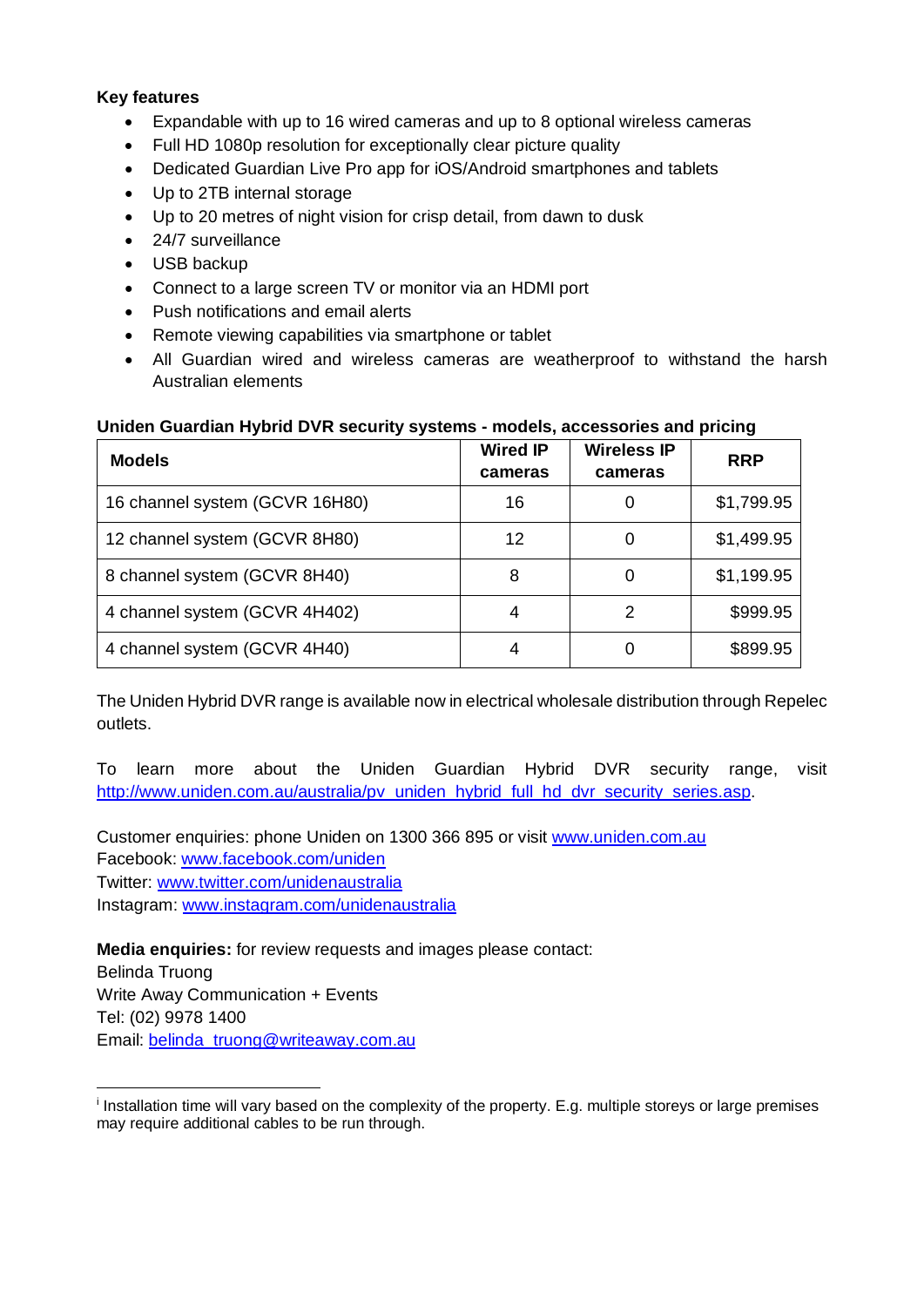**Key features**

- Expandable with up to 16 wired cameras and up to 8 optional wireless cameras
- Full HD 1080p resolution for exceptionally clear picture quality
- Dedicated Guardian Live Pro app for iOS/Android smartphones and tablets
- Up to 2TB internal storage
- Up to 20 metres of night vision for crisp detail, from dawn to dusk
- 24/7 surveillance
- USB backup
- Connect to a large screen TV or monitor via an HDMI port
- Push notifications and email alerts
- Remote viewing capabilities via smartphone or tablet
- All Guardian wired and wireless cameras are weatherproof to withstand the harsh Australian elements

**Uniden Guardian Hybrid DVR security systems - models, accessories and pricing**

| Models | Wired IP cameras | Wireless IP cameras | RRP |
|---|---|---|---|
| 16 channel system (GCVR 16H80) | 16 | 0 | $1,799.95 |
| 12 channel system (GCVR 8H80) | 12 | 0 | $1,499.95 |
| 8 channel system (GCVR 8H40) | 8 | 0 | $1,199.95 |
| 4 channel system (GCVR 4H402) | 4 | 2 | $999.95 |
| 4 channel system (GCVR 4H40) | 4 | 0 | $899.95 |

The Uniden Hybrid DVR range is available now in electrical wholesale distribution through Repelec outlets.

To learn more about the Uniden Guardian Hybrid DVR security range, visit http://www.uniden.com.au/australia/pv_uniden_hybrid_full_hd_dvr_security_series.asp.

Customer enquiries: phone Uniden on 1300 366 895 or visit www.uniden.com.au
Facebook: www.facebook.com/uniden
Twitter: www.twitter.com/unidenaustralia
Instagram: www.instagram.com/unidenaustralia

**Media enquiries:** for review requests and images please contact:
Belinda Truong
Write Away Communication + Events
Tel: (02) 9978 1400
Email: belinda_truong@writeaway.com.au

[i] Installation time will vary based on the complexity of the property. E.g. multiple storeys or large premises may require additional cables to be run through.